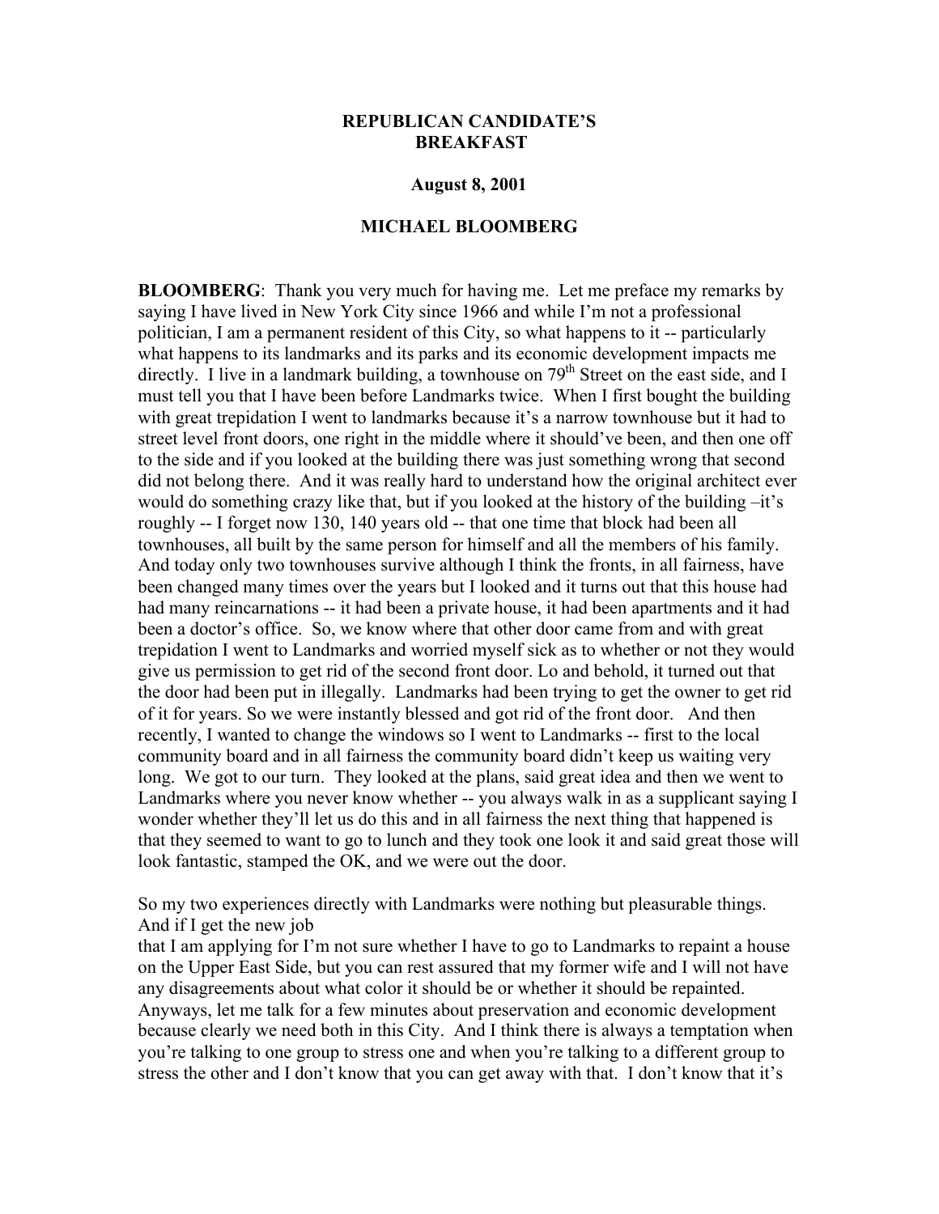**REPUBLICAN CANDIDATE'S BREAKFAST**

**August 8, 2001**

**MICHAEL BLOOMBERG**

**BLOOMBERG**: Thank you very much for having me. Let me preface my remarks by saying I have lived in New York City since 1966 and while I'm not a professional politician, I am a permanent resident of this City, so what happens to it -- particularly what happens to its landmarks and its parks and its economic development impacts me directly. I live in a landmark building, a townhouse on 79th Street on the east side, and I must tell you that I have been before Landmarks twice. When I first bought the building with great trepidation I went to landmarks because it's a narrow townhouse but it had to street level front doors, one right in the middle where it should've been, and then one off to the side and if you looked at the building there was just something wrong that second did not belong there. And it was really hard to understand how the original architect ever would do something crazy like that, but if you looked at the history of the building –it's roughly -- I forget now 130, 140 years old -- that one time that block had been all townhouses, all built by the same person for himself and all the members of his family. And today only two townhouses survive although I think the fronts, in all fairness, have been changed many times over the years but I looked and it turns out that this house had had many reincarnations -- it had been a private house, it had been apartments and it had been a doctor's office. So, we know where that other door came from and with great trepidation I went to Landmarks and worried myself sick as to whether or not they would give us permission to get rid of the second front door. Lo and behold, it turned out that the door had been put in illegally. Landmarks had been trying to get the owner to get rid of it for years. So we were instantly blessed and got rid of the front door. And then recently, I wanted to change the windows so I went to Landmarks -- first to the local community board and in all fairness the community board didn't keep us waiting very long. We got to our turn. They looked at the plans, said great idea and then we went to Landmarks where you never know whether -- you always walk in as a supplicant saying I wonder whether they'll let us do this and in all fairness the next thing that happened is that they seemed to want to go to lunch and they took one look it and said great those will look fantastic, stamped the OK, and we were out the door.

So my two experiences directly with Landmarks were nothing but pleasurable things. And if I get the new job that I am applying for I'm not sure whether I have to go to Landmarks to repaint a house on the Upper East Side, but you can rest assured that my former wife and I will not have any disagreements about what color it should be or whether it should be repainted. Anyways, let me talk for a few minutes about preservation and economic development because clearly we need both in this City. And I think there is always a temptation when you're talking to one group to stress one and when you're talking to a different group to stress the other and I don't know that you can get away with that. I don't know that it's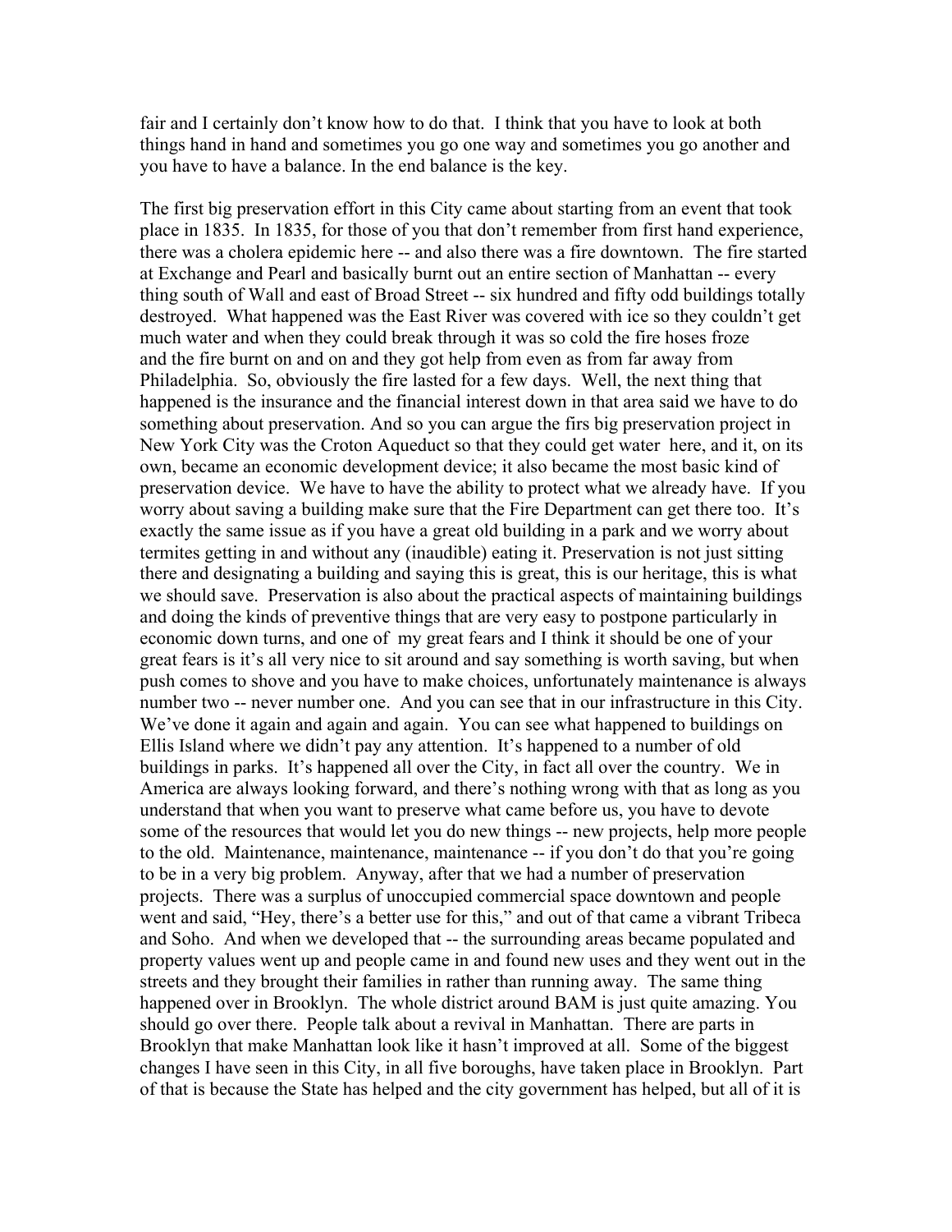fair and I certainly don't know how to do that. I think that you have to look at both things hand in hand and sometimes you go one way and sometimes you go another and you have to have a balance. In the end balance is the key.

The first big preservation effort in this City came about starting from an event that took place in 1835. In 1835, for those of you that don't remember from first hand experience, there was a cholera epidemic here -- and also there was a fire downtown. The fire started at Exchange and Pearl and basically burnt out an entire section of Manhattan -- every thing south of Wall and east of Broad Street -- six hundred and fifty odd buildings totally destroyed. What happened was the East River was covered with ice so they couldn't get much water and when they could break through it was so cold the fire hoses froze and the fire burnt on and on and they got help from even as from far away from Philadelphia. So, obviously the fire lasted for a few days. Well, the next thing that happened is the insurance and the financial interest down in that area said we have to do something about preservation. And so you can argue the firs big preservation project in New York City was the Croton Aqueduct so that they could get water here, and it, on its own, became an economic development device; it also became the most basic kind of preservation device. We have to have the ability to protect what we already have. If you worry about saving a building make sure that the Fire Department can get there too. It's exactly the same issue as if you have a great old building in a park and we worry about termites getting in and without any (inaudible) eating it. Preservation is not just sitting there and designating a building and saying this is great, this is our heritage, this is what we should save. Preservation is also about the practical aspects of maintaining buildings and doing the kinds of preventive things that are very easy to postpone particularly in economic down turns, and one of my great fears and I think it should be one of your great fears is it's all very nice to sit around and say something is worth saving, but when push comes to shove and you have to make choices, unfortunately maintenance is always number two -- never number one. And you can see that in our infrastructure in this City. We've done it again and again and again. You can see what happened to buildings on Ellis Island where we didn't pay any attention. It's happened to a number of old buildings in parks. It's happened all over the City, in fact all over the country. We in America are always looking forward, and there's nothing wrong with that as long as you understand that when you want to preserve what came before us, you have to devote some of the resources that would let you do new things -- new projects, help more people to the old. Maintenance, maintenance, maintenance -- if you don't do that you're going to be in a very big problem. Anyway, after that we had a number of preservation projects. There was a surplus of unoccupied commercial space downtown and people went and said, "Hey, there's a better use for this," and out of that came a vibrant Tribeca and Soho. And when we developed that -- the surrounding areas became populated and property values went up and people came in and found new uses and they went out in the streets and they brought their families in rather than running away. The same thing happened over in Brooklyn. The whole district around BAM is just quite amazing. You should go over there. People talk about a revival in Manhattan. There are parts in Brooklyn that make Manhattan look like it hasn't improved at all. Some of the biggest changes I have seen in this City, in all five boroughs, have taken place in Brooklyn. Part of that is because the State has helped and the city government has helped, but all of it is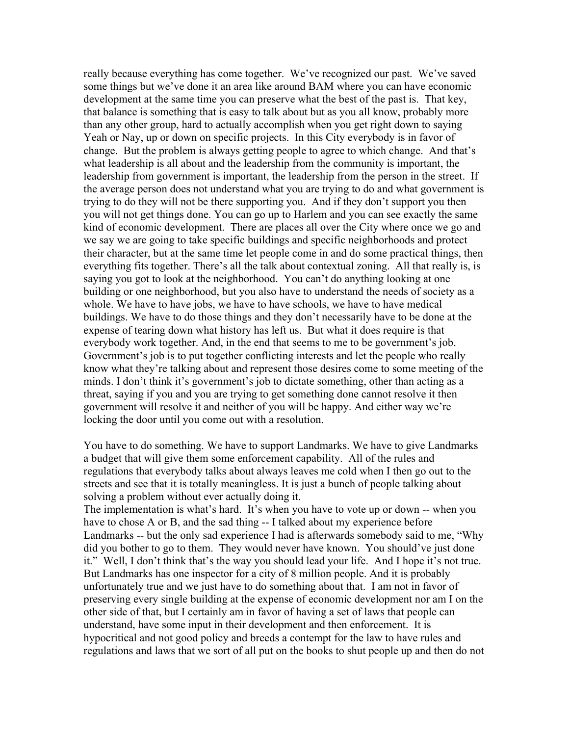really because everything has come together. We've recognized our past. We've saved some things but we've done it an area like around BAM where you can have economic development at the same time you can preserve what the best of the past is. That key, that balance is something that is easy to talk about but as you all know, probably more than any other group, hard to actually accomplish when you get right down to saying Yeah or Nay, up or down on specific projects. In this City everybody is in favor of change. But the problem is always getting people to agree to which change. And that's what leadership is all about and the leadership from the community is important, the leadership from government is important, the leadership from the person in the street. If the average person does not understand what you are trying to do and what government is trying to do they will not be there supporting you. And if they don't support you then you will not get things done. You can go up to Harlem and you can see exactly the same kind of economic development. There are places all over the City where once we go and we say we are going to take specific buildings and specific neighborhoods and protect their character, but at the same time let people come in and do some practical things, then everything fits together. There's all the talk about contextual zoning. All that really is, is saying you got to look at the neighborhood. You can't do anything looking at one building or one neighborhood, but you also have to understand the needs of society as a whole. We have to have jobs, we have to have schools, we have to have medical buildings. We have to do those things and they don't necessarily have to be done at the expense of tearing down what history has left us. But what it does require is that everybody work together. And, in the end that seems to me to be government's job. Government's job is to put together conflicting interests and let the people who really know what they're talking about and represent those desires come to some meeting of the minds. I don't think it's government's job to dictate something, other than acting as a threat, saying if you and you are trying to get something done cannot resolve it then government will resolve it and neither of you will be happy. And either way we're locking the door until you come out with a resolution.

You have to do something. We have to support Landmarks. We have to give Landmarks a budget that will give them some enforcement capability. All of the rules and regulations that everybody talks about always leaves me cold when I then go out to the streets and see that it is totally meaningless. It is just a bunch of people talking about solving a problem without ever actually doing it.

The implementation is what's hard. It's when you have to vote up or down -- when you have to chose A or B, and the sad thing -- I talked about my experience before Landmarks -- but the only sad experience I had is afterwards somebody said to me, "Why did you bother to go to them. They would never have known. You should've just done it." Well, I don't think that's the way you should lead your life. And I hope it's not true. But Landmarks has one inspector for a city of 8 million people. And it is probably unfortunately true and we just have to do something about that. I am not in favor of preserving every single building at the expense of economic development nor am I on the other side of that, but I certainly am in favor of having a set of laws that people can understand, have some input in their development and then enforcement. It is hypocritical and not good policy and breeds a contempt for the law to have rules and regulations and laws that we sort of all put on the books to shut people up and then do not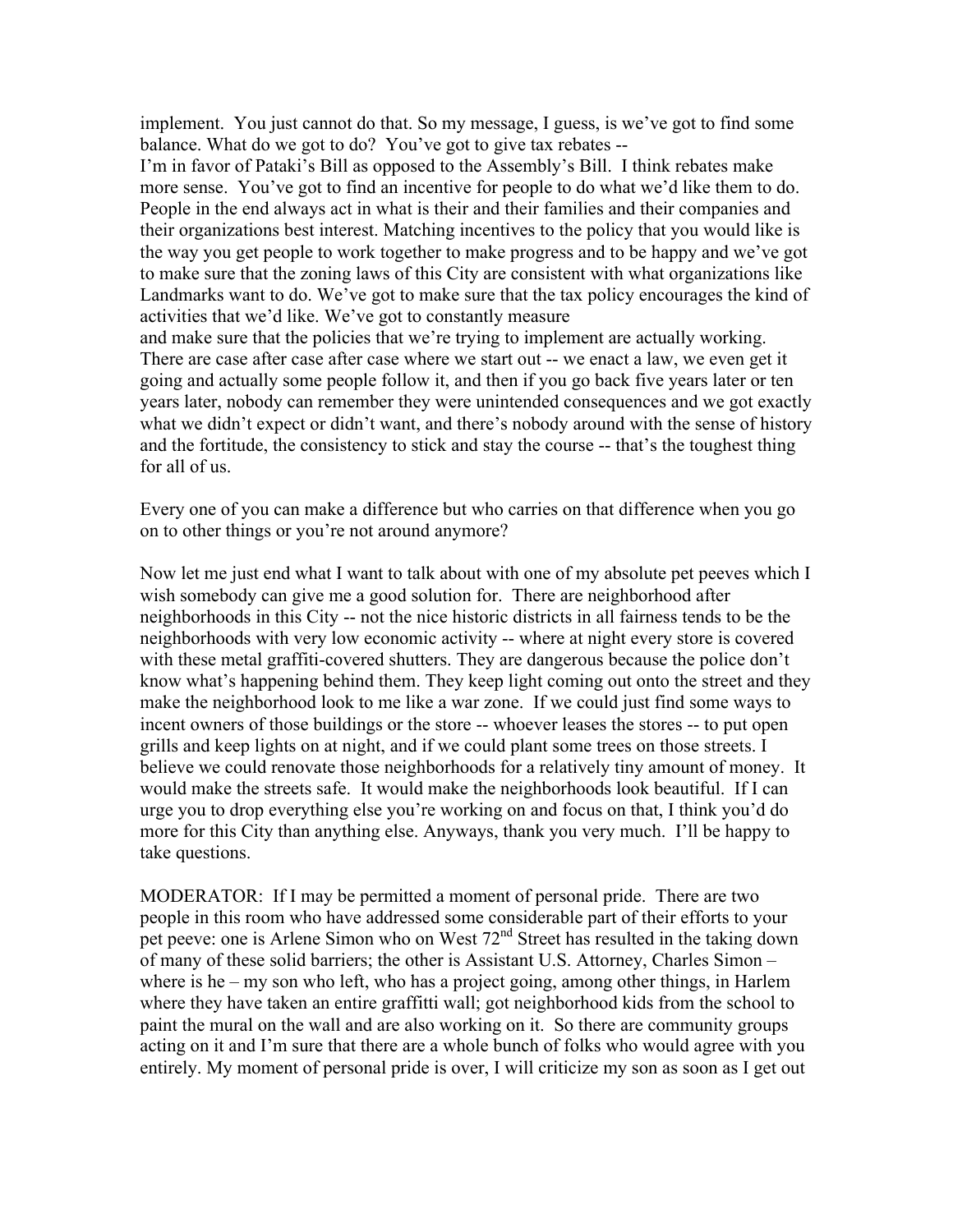implement. You just cannot do that. So my message, I guess, is we've got to find some balance. What do we got to do? You've got to give tax rebates --
I'm in favor of Pataki's Bill as opposed to the Assembly's Bill. I think rebates make more sense. You've got to find an incentive for people to do what we'd like them to do. People in the end always act in what is their and their families and their companies and their organizations best interest. Matching incentives to the policy that you would like is the way you get people to work together to make progress and to be happy and we've got to make sure that the zoning laws of this City are consistent with what organizations like Landmarks want to do. We've got to make sure that the tax policy encourages the kind of activities that we'd like. We've got to constantly measure
and make sure that the policies that we're trying to implement are actually working. There are case after case after case where we start out -- we enact a law, we even get it going and actually some people follow it, and then if you go back five years later or ten years later, nobody can remember they were unintended consequences and we got exactly what we didn't expect or didn't want, and there's nobody around with the sense of history and the fortitude, the consistency to stick and stay the course -- that's the toughest thing for all of us.

Every one of you can make a difference but who carries on that difference when you go on to other things or you're not around anymore?

Now let me just end what I want to talk about with one of my absolute pet peeves which I wish somebody can give me a good solution for. There are neighborhood after neighborhoods in this City -- not the nice historic districts in all fairness tends to be the neighborhoods with very low economic activity -- where at night every store is covered with these metal graffiti-covered shutters. They are dangerous because the police don't know what's happening behind them. They keep light coming out onto the street and they make the neighborhood look to me like a war zone. If we could just find some ways to incent owners of those buildings or the store -- whoever leases the stores -- to put open grills and keep lights on at night, and if we could plant some trees on those streets. I believe we could renovate those neighborhoods for a relatively tiny amount of money. It would make the streets safe. It would make the neighborhoods look beautiful. If I can urge you to drop everything else you're working on and focus on that, I think you'd do more for this City than anything else. Anyways, thank you very much. I'll be happy to take questions.

MODERATOR: If I may be permitted a moment of personal pride. There are two people in this room who have addressed some considerable part of their efforts to your pet peeve: one is Arlene Simon who on West 72nd Street has resulted in the taking down of many of these solid barriers; the other is Assistant U.S. Attorney, Charles Simon – where is he – my son who left, who has a project going, among other things, in Harlem where they have taken an entire graffitti wall; got neighborhood kids from the school to paint the mural on the wall and are also working on it. So there are community groups acting on it and I'm sure that there are a whole bunch of folks who would agree with you entirely. My moment of personal pride is over, I will criticize my son as soon as I get out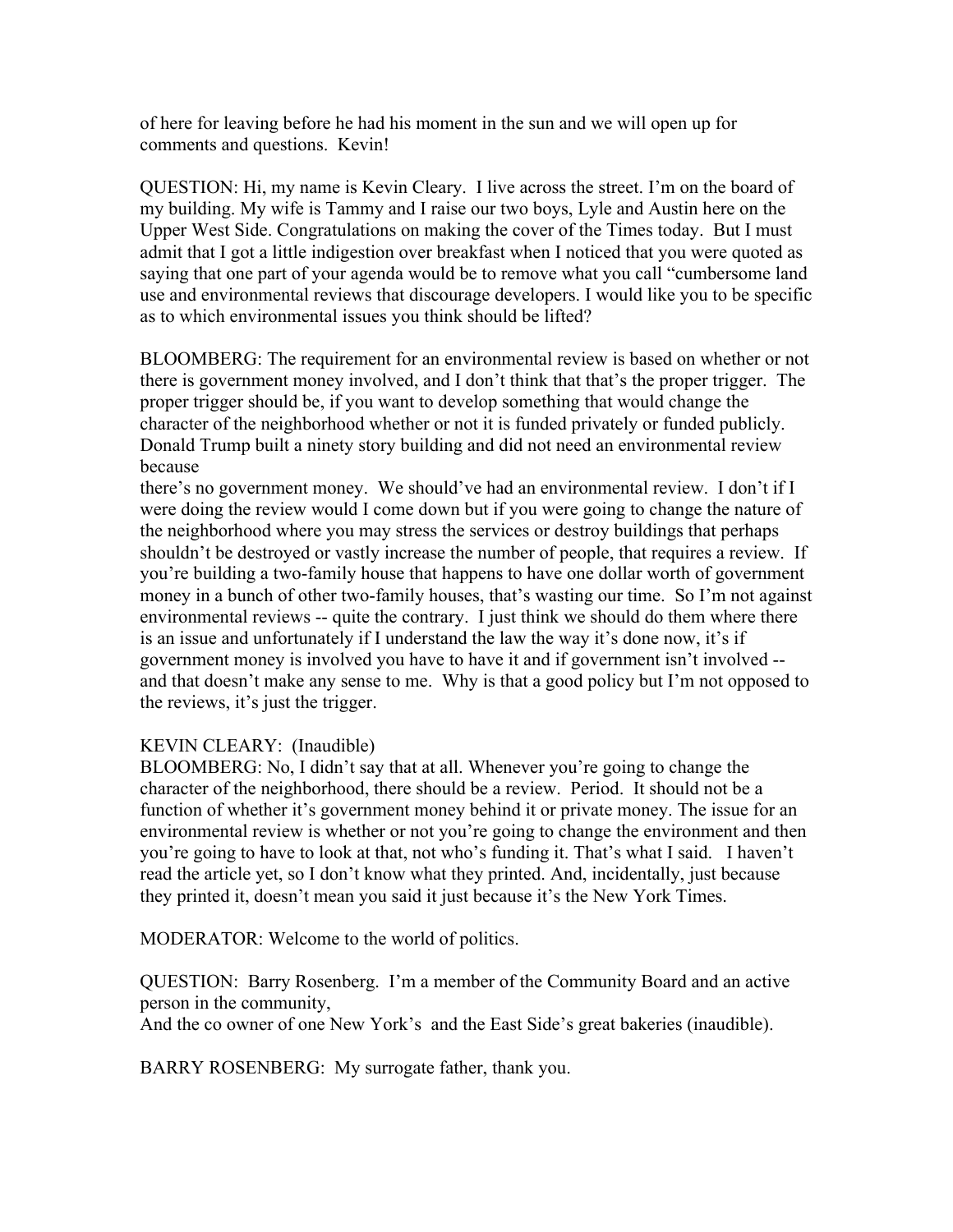of here for leaving before he had his moment in the sun and we will open up for comments and questions. Kevin!

QUESTION: Hi, my name is Kevin Cleary. I live across the street. I'm on the board of my building. My wife is Tammy and I raise our two boys, Lyle and Austin here on the Upper West Side. Congratulations on making the cover of the Times today. But I must admit that I got a little indigestion over breakfast when I noticed that you were quoted as saying that one part of your agenda would be to remove what you call "cumbersome land use and environmental reviews that discourage developers. I would like you to be specific as to which environmental issues you think should be lifted?

BLOOMBERG: The requirement for an environmental review is based on whether or not there is government money involved, and I don't think that that's the proper trigger. The proper trigger should be, if you want to develop something that would change the character of the neighborhood whether or not it is funded privately or funded publicly. Donald Trump built a ninety story building and did not need an environmental review because
there's no government money. We should've had an environmental review. I don't if I were doing the review would I come down but if you were going to change the nature of the neighborhood where you may stress the services or destroy buildings that perhaps shouldn't be destroyed or vastly increase the number of people, that requires a review. If you're building a two-family house that happens to have one dollar worth of government money in a bunch of other two-family houses, that's wasting our time. So I'm not against environmental reviews -- quite the contrary. I just think we should do them where there is an issue and unfortunately if I understand the law the way it's done now, it's if government money is involved you have to have it and if government isn't involved -- and that doesn't make any sense to me. Why is that a good policy but I'm not opposed to the reviews, it's just the trigger.

KEVIN CLEARY: (Inaudible)
BLOOMBERG: No, I didn't say that at all. Whenever you're going to change the character of the neighborhood, there should be a review. Period. It should not be a function of whether it's government money behind it or private money. The issue for an environmental review is whether or not you're going to change the environment and then you're going to have to look at that, not who's funding it. That's what I said. I haven't read the article yet, so I don't know what they printed. And, incidentally, just because they printed it, doesn't mean you said it just because it's the New York Times.

MODERATOR: Welcome to the world of politics.

QUESTION: Barry Rosenberg. I'm a member of the Community Board and an active person in the community,
And the co owner of one New York's and the East Side's great bakeries (inaudible).

BARRY ROSENBERG: My surrogate father, thank you.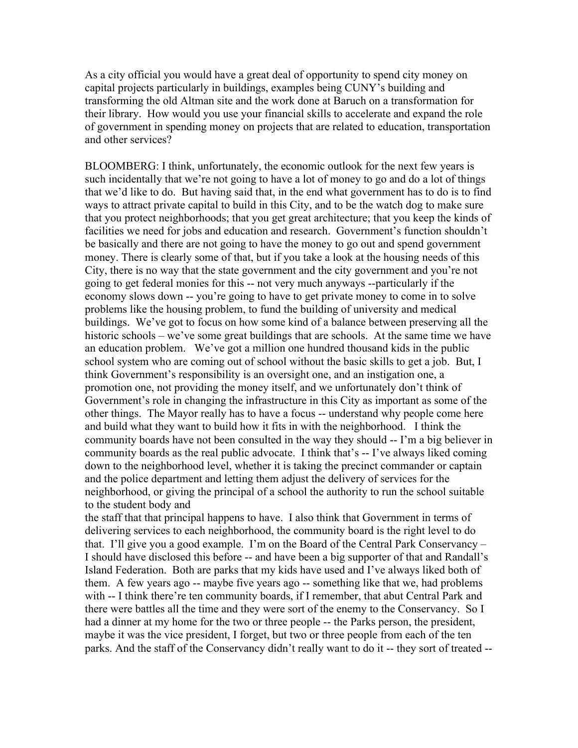As a city official you would have a great deal of opportunity to spend city money on capital projects particularly in buildings, examples being CUNY's building and transforming the old Altman site and the work done at Baruch on a transformation for their library. How would you use your financial skills to accelerate and expand the role of government in spending money on projects that are related to education, transportation and other services?

BLOOMBERG: I think, unfortunately, the economic outlook for the next few years is such incidentally that we're not going to have a lot of money to go and do a lot of things that we'd like to do. But having said that, in the end what government has to do is to find ways to attract private capital to build in this City, and to be the watch dog to make sure that you protect neighborhoods; that you get great architecture; that you keep the kinds of facilities we need for jobs and education and research. Government's function shouldn't be basically and there are not going to have the money to go out and spend government money. There is clearly some of that, but if you take a look at the housing needs of this City, there is no way that the state government and the city government and you're not going to get federal monies for this -- not very much anyways --particularly if the economy slows down -- you're going to have to get private money to come in to solve problems like the housing problem, to fund the building of university and medical buildings. We've got to focus on how some kind of a balance between preserving all the historic schools – we've some great buildings that are schools. At the same time we have an education problem. We've got a million one hundred thousand kids in the public school system who are coming out of school without the basic skills to get a job. But, I think Government's responsibility is an oversight one, and an instigation one, a promotion one, not providing the money itself, and we unfortunately don't think of Government's role in changing the infrastructure in this City as important as some of the other things. The Mayor really has to have a focus -- understand why people come here and build what they want to build how it fits in with the neighborhood. I think the community boards have not been consulted in the way they should -- I'm a big believer in community boards as the real public advocate. I think that's -- I've always liked coming down to the neighborhood level, whether it is taking the precinct commander or captain and the police department and letting them adjust the delivery of services for the neighborhood, or giving the principal of a school the authority to run the school suitable to the student body and
the staff that that principal happens to have. I also think that Government in terms of delivering services to each neighborhood, the community board is the right level to do that. I'll give you a good example. I'm on the Board of the Central Park Conservancy – I should have disclosed this before -- and have been a big supporter of that and Randall's Island Federation. Both are parks that my kids have used and I've always liked both of them. A few years ago -- maybe five years ago -- something like that we, had problems with -- I think there're ten community boards, if I remember, that abut Central Park and there were battles all the time and they were sort of the enemy to the Conservancy. So I had a dinner at my home for the two or three people -- the Parks person, the president, maybe it was the vice president, I forget, but two or three people from each of the ten parks. And the staff of the Conservancy didn't really want to do it -- they sort of treated --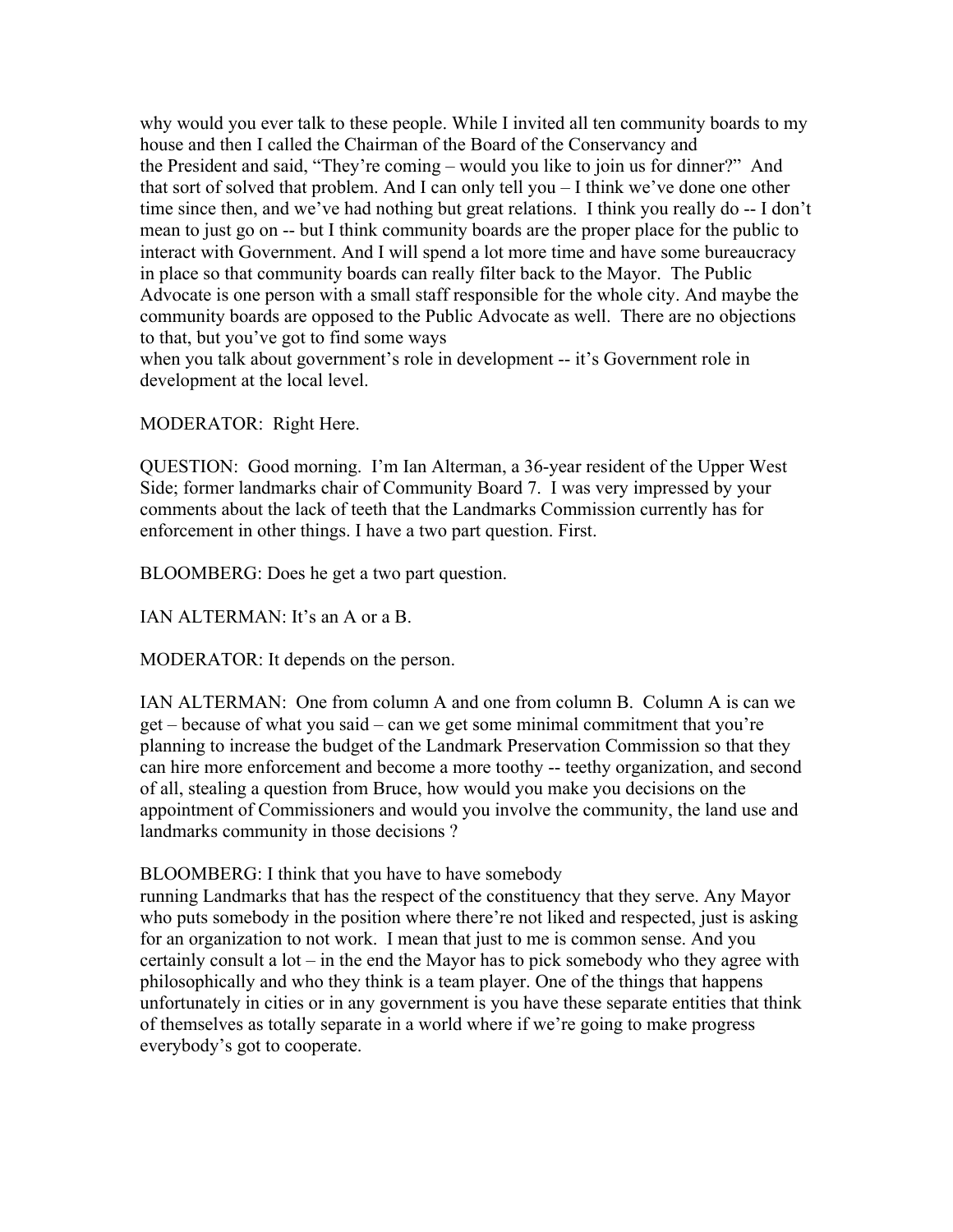why would you ever talk to these people. While I invited all ten community boards to my house and then I called the Chairman of the Board of the Conservancy and the President and said, "They're coming – would you like to join us for dinner?" And that sort of solved that problem. And I can only tell you – I think we've done one other time since then, and we've had nothing but great relations. I think you really do -- I don't mean to just go on -- but I think community boards are the proper place for the public to interact with Government. And I will spend a lot more time and have some bureaucracy in place so that community boards can really filter back to the Mayor. The Public Advocate is one person with a small staff responsible for the whole city. And maybe the community boards are opposed to the Public Advocate as well. There are no objections to that, but you've got to find some ways
when you talk about government's role in development -- it's Government role in development at the local level.

MODERATOR: Right Here.

QUESTION: Good morning. I'm Ian Alterman, a 36-year resident of the Upper West Side; former landmarks chair of Community Board 7. I was very impressed by your comments about the lack of teeth that the Landmarks Commission currently has for enforcement in other things. I have a two part question. First.

BLOOMBERG: Does he get a two part question.

IAN ALTERMAN: It's an A or a B.

MODERATOR: It depends on the person.

IAN ALTERMAN: One from column A and one from column B. Column A is can we get – because of what you said – can we get some minimal commitment that you're planning to increase the budget of the Landmark Preservation Commission so that they can hire more enforcement and become a more toothy -- teethy organization, and second of all, stealing a question from Bruce, how would you make you decisions on the appointment of Commissioners and would you involve the community, the land use and landmarks community in those decisions ?

BLOOMBERG: I think that you have to have somebody
running Landmarks that has the respect of the constituency that they serve. Any Mayor who puts somebody in the position where there're not liked and respected, just is asking for an organization to not work. I mean that just to me is common sense. And you certainly consult a lot – in the end the Mayor has to pick somebody who they agree with philosophically and who they think is a team player. One of the things that happens unfortunately in cities or in any government is you have these separate entities that think of themselves as totally separate in a world where if we're going to make progress everybody's got to cooperate.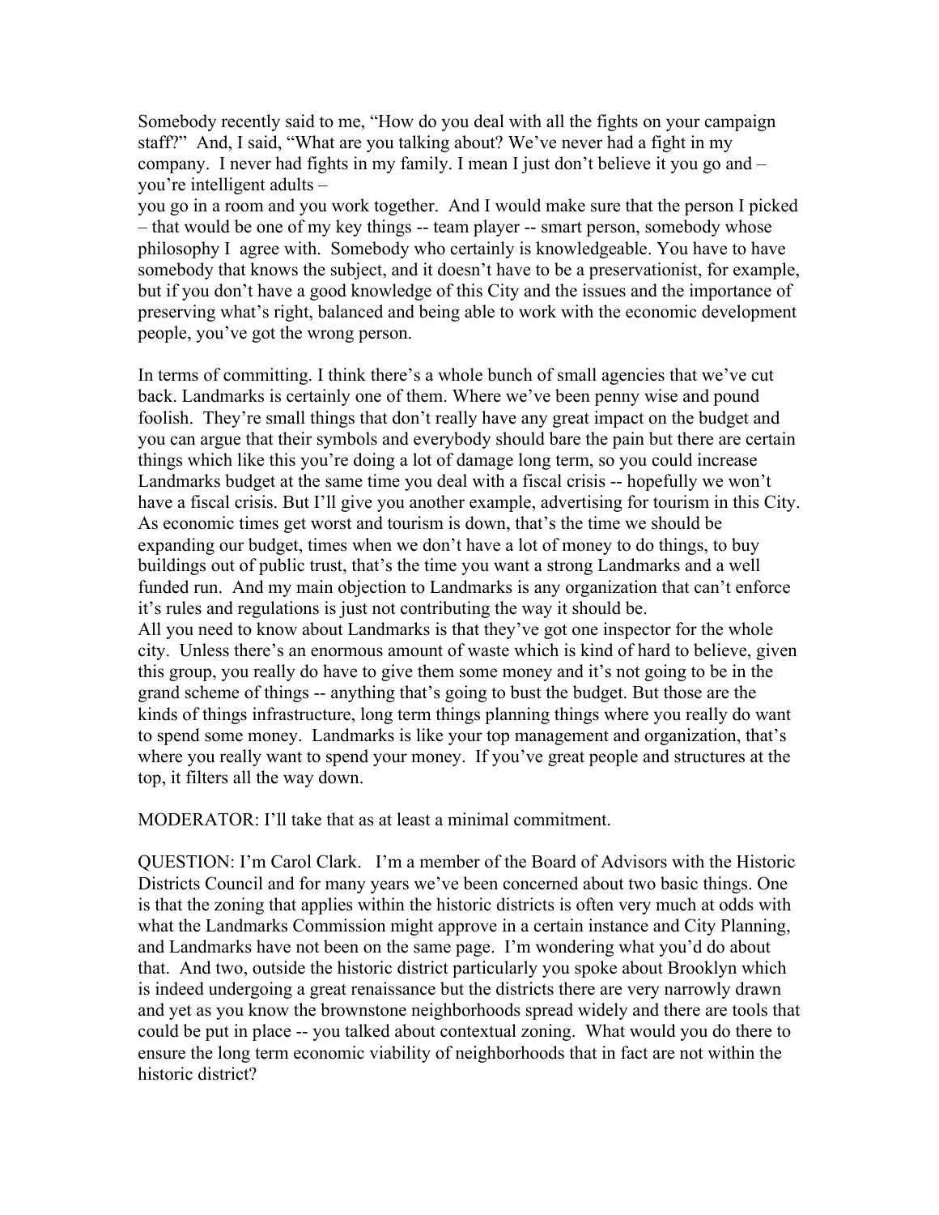Somebody recently said to me, "How do you deal with all the fights on your campaign staff?" And, I said, "What are you talking about? We've never had a fight in my company. I never had fights in my family. I mean I just don't believe it you go and – you're intelligent adults –
you go in a room and you work together. And I would make sure that the person I picked – that would be one of my key things -- team player -- smart person, somebody whose philosophy I agree with. Somebody who certainly is knowledgeable. You have to have somebody that knows the subject, and it doesn't have to be a preservationist, for example, but if you don't have a good knowledge of this City and the issues and the importance of preserving what's right, balanced and being able to work with the economic development people, you've got the wrong person.

In terms of committing. I think there's a whole bunch of small agencies that we've cut back. Landmarks is certainly one of them. Where we've been penny wise and pound foolish. They're small things that don't really have any great impact on the budget and you can argue that their symbols and everybody should bare the pain but there are certain things which like this you're doing a lot of damage long term, so you could increase Landmarks budget at the same time you deal with a fiscal crisis -- hopefully we won't have a fiscal crisis. But I'll give you another example, advertising for tourism in this City. As economic times get worst and tourism is down, that's the time we should be expanding our budget, times when we don't have a lot of money to do things, to buy buildings out of public trust, that's the time you want a strong Landmarks and a well funded run. And my main objection to Landmarks is any organization that can't enforce it's rules and regulations is just not contributing the way it should be.
All you need to know about Landmarks is that they've got one inspector for the whole city. Unless there's an enormous amount of waste which is kind of hard to believe, given this group, you really do have to give them some money and it's not going to be in the grand scheme of things -- anything that's going to bust the budget. But those are the kinds of things infrastructure, long term things planning things where you really do want to spend some money. Landmarks is like your top management and organization, that's where you really want to spend your money. If you've great people and structures at the top, it filters all the way down.

MODERATOR: I'll take that as at least a minimal commitment.

QUESTION: I'm Carol Clark. I'm a member of the Board of Advisors with the Historic Districts Council and for many years we've been concerned about two basic things. One is that the zoning that applies within the historic districts is often very much at odds with what the Landmarks Commission might approve in a certain instance and City Planning, and Landmarks have not been on the same page. I'm wondering what you'd do about that. And two, outside the historic district particularly you spoke about Brooklyn which is indeed undergoing a great renaissance but the districts there are very narrowly drawn and yet as you know the brownstone neighborhoods spread widely and there are tools that could be put in place -- you talked about contextual zoning. What would you do there to ensure the long term economic viability of neighborhoods that in fact are not within the historic district?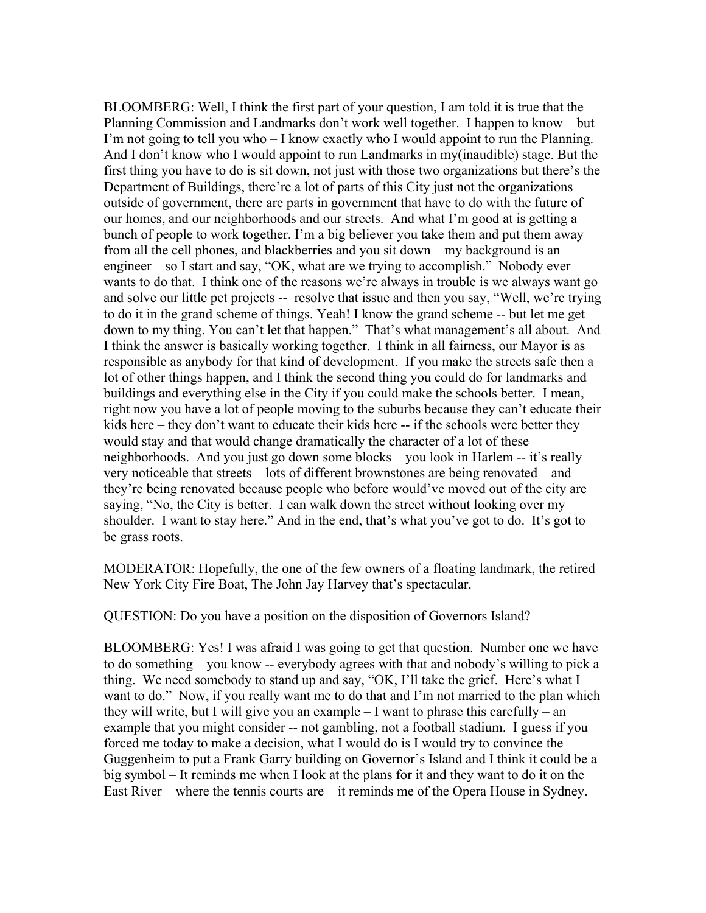BLOOMBERG: Well, I think the first part of your question, I am told it is true that the Planning Commission and Landmarks don't work well together. I happen to know – but I'm not going to tell you who – I know exactly who I would appoint to run the Planning. And I don't know who I would appoint to run Landmarks in my(inaudible) stage. But the first thing you have to do is sit down, not just with those two organizations but there's the Department of Buildings, there're a lot of parts of this City just not the organizations outside of government, there are parts in government that have to do with the future of our homes, and our neighborhoods and our streets. And what I'm good at is getting a bunch of people to work together. I'm a big believer you take them and put them away from all the cell phones, and blackberries and you sit down – my background is an engineer – so I start and say, "OK, what are we trying to accomplish." Nobody ever wants to do that. I think one of the reasons we're always in trouble is we always want go and solve our little pet projects -- resolve that issue and then you say, "Well, we're trying to do it in the grand scheme of things. Yeah! I know the grand scheme -- but let me get down to my thing. You can't let that happen." That's what management's all about. And I think the answer is basically working together. I think in all fairness, our Mayor is as responsible as anybody for that kind of development. If you make the streets safe then a lot of other things happen, and I think the second thing you could do for landmarks and buildings and everything else in the City if you could make the schools better. I mean, right now you have a lot of people moving to the suburbs because they can't educate their kids here – they don't want to educate their kids here -- if the schools were better they would stay and that would change dramatically the character of a lot of these neighborhoods. And you just go down some blocks – you look in Harlem -- it's really very noticeable that streets – lots of different brownstones are being renovated – and they're being renovated because people who before would've moved out of the city are saying, "No, the City is better. I can walk down the street without looking over my shoulder. I want to stay here." And in the end, that's what you've got to do. It's got to be grass roots.

MODERATOR: Hopefully, the one of the few owners of a floating landmark, the retired New York City Fire Boat, The John Jay Harvey that's spectacular.

QUESTION: Do you have a position on the disposition of Governors Island?

BLOOMBERG: Yes! I was afraid I was going to get that question. Number one we have to do something – you know -- everybody agrees with that and nobody's willing to pick a thing. We need somebody to stand up and say, "OK, I'll take the grief. Here's what I want to do." Now, if you really want me to do that and I'm not married to the plan which they will write, but I will give you an example – I want to phrase this carefully – an example that you might consider -- not gambling, not a football stadium. I guess if you forced me today to make a decision, what I would do is I would try to convince the Guggenheim to put a Frank Garry building on Governor's Island and I think it could be a big symbol – It reminds me when I look at the plans for it and they want to do it on the East River – where the tennis courts are – it reminds me of the Opera House in Sydney.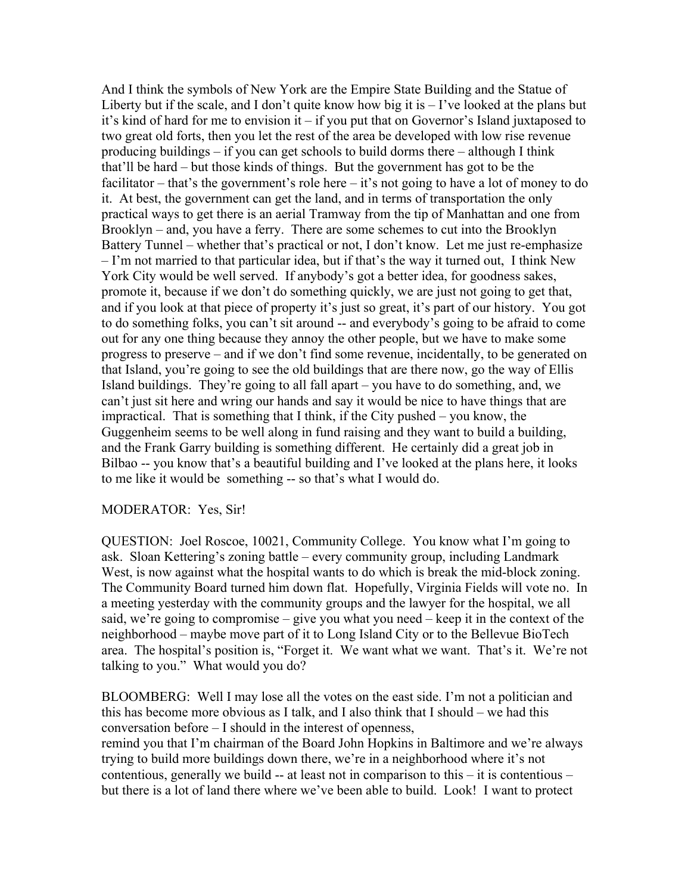And I think the symbols of New York are the Empire State Building and the Statue of Liberty but if the scale, and I don't quite know how big it is – I've looked at the plans but it's kind of hard for me to envision it – if you put that on Governor's Island juxtaposed to two great old forts, then you let the rest of the area be developed with low rise revenue producing buildings – if you can get schools to build dorms there – although I think that'll be hard – but those kinds of things. But the government has got to be the facilitator – that's the government's role here – it's not going to have a lot of money to do it. At best, the government can get the land, and in terms of transportation the only practical ways to get there is an aerial Tramway from the tip of Manhattan and one from Brooklyn – and, you have a ferry. There are some schemes to cut into the Brooklyn Battery Tunnel – whether that's practical or not, I don't know. Let me just re-emphasize – I'm not married to that particular idea, but if that's the way it turned out, I think New York City would be well served. If anybody's got a better idea, for goodness sakes, promote it, because if we don't do something quickly, we are just not going to get that, and if you look at that piece of property it's just so great, it's part of our history. You got to do something folks, you can't sit around -- and everybody's going to be afraid to come out for any one thing because they annoy the other people, but we have to make some progress to preserve – and if we don't find some revenue, incidentally, to be generated on that Island, you're going to see the old buildings that are there now, go the way of Ellis Island buildings. They're going to all fall apart – you have to do something, and, we can't just sit here and wring our hands and say it would be nice to have things that are impractical. That is something that I think, if the City pushed – you know, the Guggenheim seems to be well along in fund raising and they want to build a building, and the Frank Garry building is something different. He certainly did a great job in Bilbao -- you know that's a beautiful building and I've looked at the plans here, it looks to me like it would be something -- so that's what I would do.

MODERATOR: Yes, Sir!

QUESTION: Joel Roscoe, 10021, Community College. You know what I'm going to ask. Sloan Kettering's zoning battle – every community group, including Landmark West, is now against what the hospital wants to do which is break the mid-block zoning. The Community Board turned him down flat. Hopefully, Virginia Fields will vote no. In a meeting yesterday with the community groups and the lawyer for the hospital, we all said, we're going to compromise – give you what you need – keep it in the context of the neighborhood – maybe move part of it to Long Island City or to the Bellevue BioTech area. The hospital's position is, "Forget it. We want what we want. That's it. We're not talking to you." What would you do?

BLOOMBERG: Well I may lose all the votes on the east side. I'm not a politician and this has become more obvious as I talk, and I also think that I should – we had this conversation before – I should in the interest of openness,
remind you that I'm chairman of the Board John Hopkins in Baltimore and we're always trying to build more buildings down there, we're in a neighborhood where it's not contentious, generally we build -- at least not in comparison to this – it is contentious – but there is a lot of land there where we've been able to build. Look! I want to protect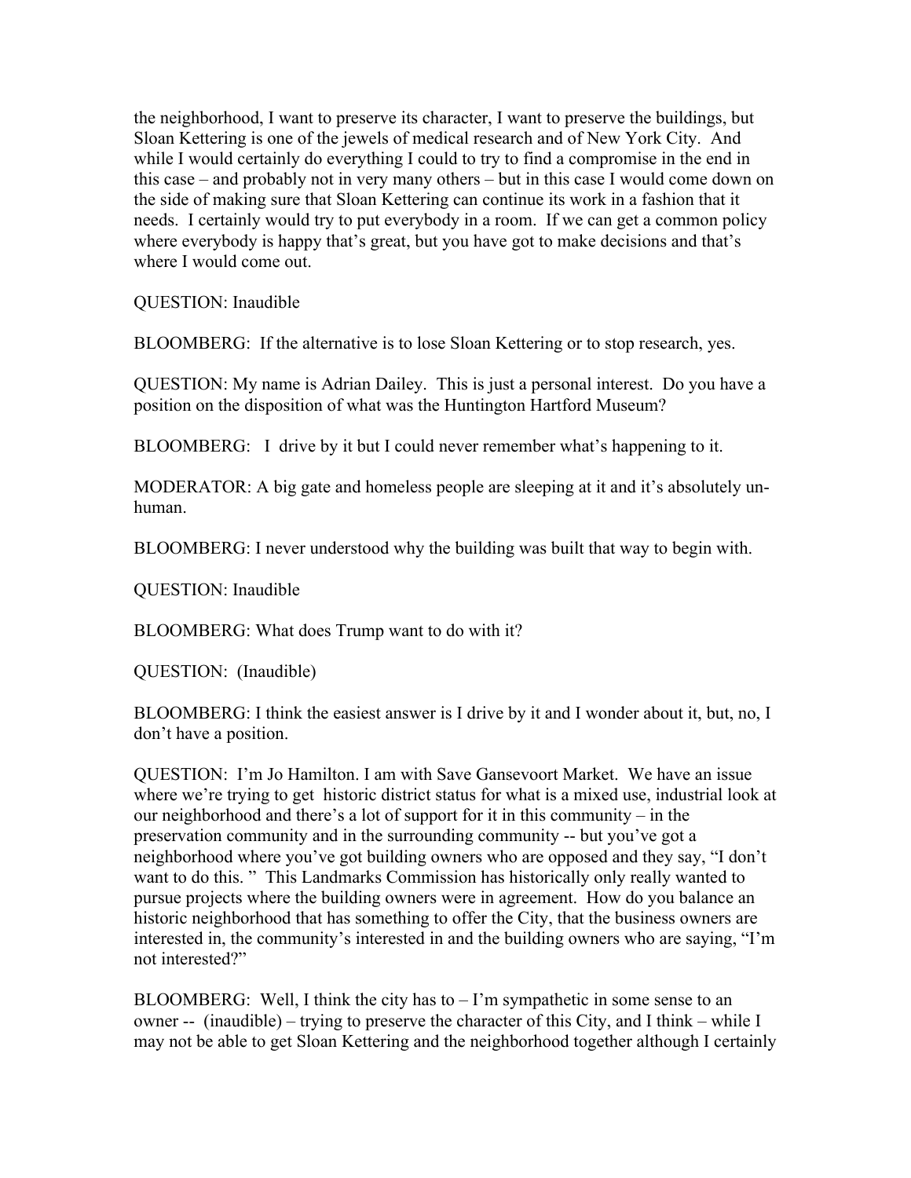the neighborhood, I want to preserve its character, I want to preserve the buildings, but Sloan Kettering is one of the jewels of medical research and of New York City. And while I would certainly do everything I could to try to find a compromise in the end in this case – and probably not in very many others – but in this case I would come down on the side of making sure that Sloan Kettering can continue its work in a fashion that it needs. I certainly would try to put everybody in a room. If we can get a common policy where everybody is happy that's great, but you have got to make decisions and that's where I would come out.

QUESTION: Inaudible

BLOOMBERG: If the alternative is to lose Sloan Kettering or to stop research, yes.

QUESTION: My name is Adrian Dailey. This is just a personal interest. Do you have a position on the disposition of what was the Huntington Hartford Museum?

BLOOMBERG: I drive by it but I could never remember what's happening to it.

MODERATOR: A big gate and homeless people are sleeping at it and it's absolutely un-human.

BLOOMBERG: I never understood why the building was built that way to begin with.

QUESTION: Inaudible

BLOOMBERG: What does Trump want to do with it?

QUESTION: (Inaudible)

BLOOMBERG: I think the easiest answer is I drive by it and I wonder about it, but, no, I don't have a position.

QUESTION: I'm Jo Hamilton. I am with Save Gansevoort Market. We have an issue where we're trying to get historic district status for what is a mixed use, industrial look at our neighborhood and there's a lot of support for it in this community – in the preservation community and in the surrounding community -- but you've got a neighborhood where you've got building owners who are opposed and they say, "I don't want to do this." This Landmarks Commission has historically only really wanted to pursue projects where the building owners were in agreement. How do you balance an historic neighborhood that has something to offer the City, that the business owners are interested in, the community's interested in and the building owners who are saying, "I'm not interested?"

BLOOMBERG: Well, I think the city has to – I'm sympathetic in some sense to an owner -- (inaudible) – trying to preserve the character of this City, and I think – while I may not be able to get Sloan Kettering and the neighborhood together although I certainly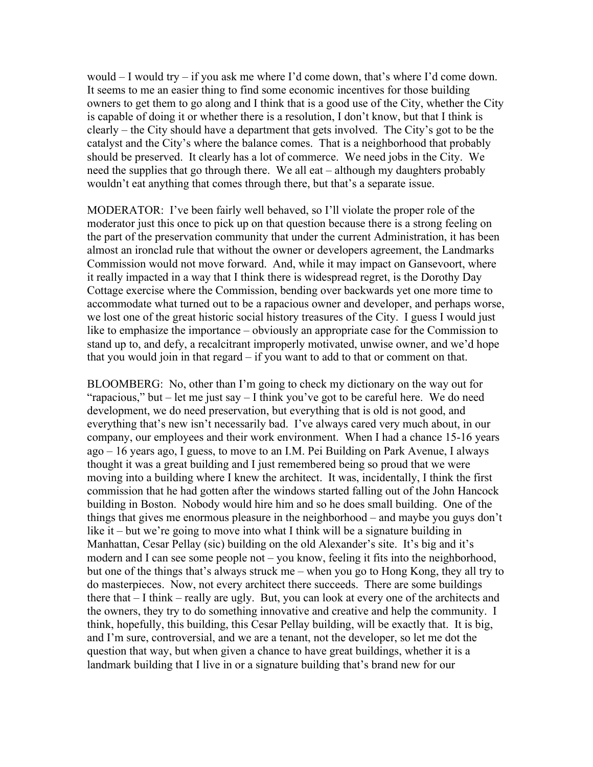would – I would try – if you ask me where I'd come down, that's where I'd come down. It seems to me an easier thing to find some economic incentives for those building owners to get them to go along and I think that is a good use of the City, whether the City is capable of doing it or whether there is a resolution, I don't know, but that I think is clearly – the City should have a department that gets involved. The City's got to be the catalyst and the City's where the balance comes. That is a neighborhood that probably should be preserved. It clearly has a lot of commerce. We need jobs in the City. We need the supplies that go through there. We all eat – although my daughters probably wouldn't eat anything that comes through there, but that's a separate issue.

MODERATOR: I've been fairly well behaved, so I'll violate the proper role of the moderator just this once to pick up on that question because there is a strong feeling on the part of the preservation community that under the current Administration, it has been almost an ironclad rule that without the owner or developers agreement, the Landmarks Commission would not move forward. And, while it may impact on Gansevoort, where it really impacted in a way that I think there is widespread regret, is the Dorothy Day Cottage exercise where the Commission, bending over backwards yet one more time to accommodate what turned out to be a rapacious owner and developer, and perhaps worse, we lost one of the great historic social history treasures of the City. I guess I would just like to emphasize the importance – obviously an appropriate case for the Commission to stand up to, and defy, a recalcitrant improperly motivated, unwise owner, and we'd hope that you would join in that regard – if you want to add to that or comment on that.

BLOOMBERG: No, other than I'm going to check my dictionary on the way out for "rapacious," but – let me just say – I think you've got to be careful here. We do need development, we do need preservation, but everything that is old is not good, and everything that's new isn't necessarily bad. I've always cared very much about, in our company, our employees and their work environment. When I had a chance 15-16 years ago – 16 years ago, I guess, to move to an I.M. Pei Building on Park Avenue, I always thought it was a great building and I just remembered being so proud that we were moving into a building where I knew the architect. It was, incidentally, I think the first commission that he had gotten after the windows started falling out of the John Hancock building in Boston. Nobody would hire him and so he does small building. One of the things that gives me enormous pleasure in the neighborhood – and maybe you guys don't like it – but we're going to move into what I think will be a signature building in Manhattan, Cesar Pellay (sic) building on the old Alexander's site. It's big and it's modern and I can see some people not – you know, feeling it fits into the neighborhood, but one of the things that's always struck me – when you go to Hong Kong, they all try to do masterpieces. Now, not every architect there succeeds. There are some buildings there that – I think – really are ugly. But, you can look at every one of the architects and the owners, they try to do something innovative and creative and help the community. I think, hopefully, this building, this Cesar Pellay building, will be exactly that. It is big, and I'm sure, controversial, and we are a tenant, not the developer, so let me dot the question that way, but when given a chance to have great buildings, whether it is a landmark building that I live in or a signature building that's brand new for our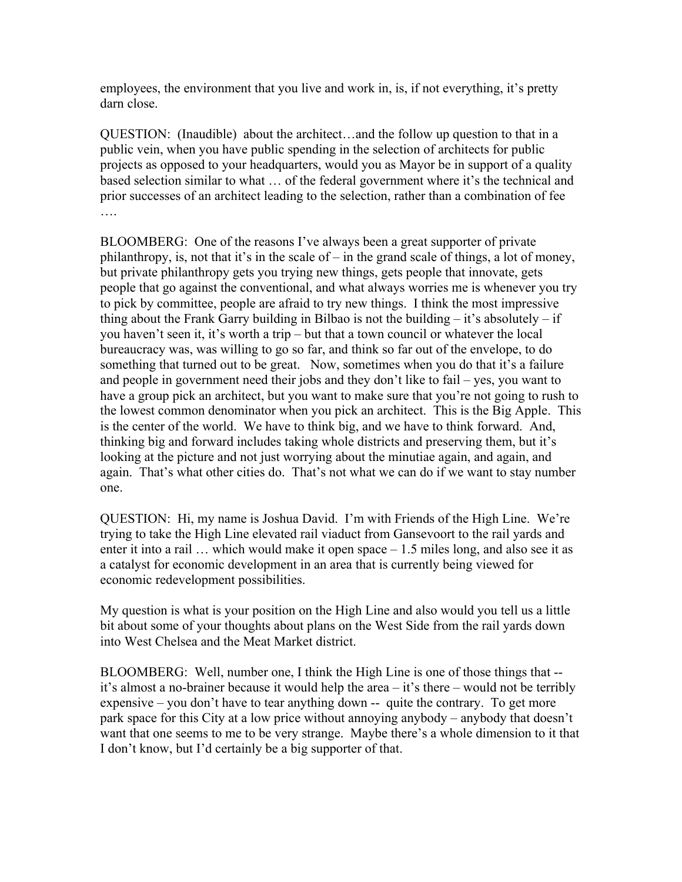employees, the environment that you live and work in, is, if not everything, it's pretty darn close.

QUESTION: (Inaudible) about the architect…and the follow up question to that in a public vein, when you have public spending in the selection of architects for public projects as opposed to your headquarters, would you as Mayor be in support of a quality based selection similar to what … of the federal government where it's the technical and prior successes of an architect leading to the selection, rather than a combination of fee ….

BLOOMBERG: One of the reasons I've always been a great supporter of private philanthropy, is, not that it's in the scale of – in the grand scale of things, a lot of money, but private philanthropy gets you trying new things, gets people that innovate, gets people that go against the conventional, and what always worries me is whenever you try to pick by committee, people are afraid to try new things. I think the most impressive thing about the Frank Garry building in Bilbao is not the building – it's absolutely – if you haven't seen it, it's worth a trip – but that a town council or whatever the local bureaucracy was, was willing to go so far, and think so far out of the envelope, to do something that turned out to be great. Now, sometimes when you do that it's a failure and people in government need their jobs and they don't like to fail – yes, you want to have a group pick an architect, but you want to make sure that you're not going to rush to the lowest common denominator when you pick an architect. This is the Big Apple. This is the center of the world. We have to think big, and we have to think forward. And, thinking big and forward includes taking whole districts and preserving them, but it's looking at the picture and not just worrying about the minutiae again, and again, and again. That's what other cities do. That's not what we can do if we want to stay number one.

QUESTION: Hi, my name is Joshua David. I'm with Friends of the High Line. We're trying to take the High Line elevated rail viaduct from Gansevoort to the rail yards and enter it into a rail … which would make it open space – 1.5 miles long, and also see it as a catalyst for economic development in an area that is currently being viewed for economic redevelopment possibilities.

My question is what is your position on the High Line and also would you tell us a little bit about some of your thoughts about plans on the West Side from the rail yards down into West Chelsea and the Meat Market district.

BLOOMBERG: Well, number one, I think the High Line is one of those things that -- it's almost a no-brainer because it would help the area – it's there – would not be terribly expensive – you don't have to tear anything down -- quite the contrary. To get more park space for this City at a low price without annoying anybody – anybody that doesn't want that one seems to me to be very strange. Maybe there's a whole dimension to it that I don't know, but I'd certainly be a big supporter of that.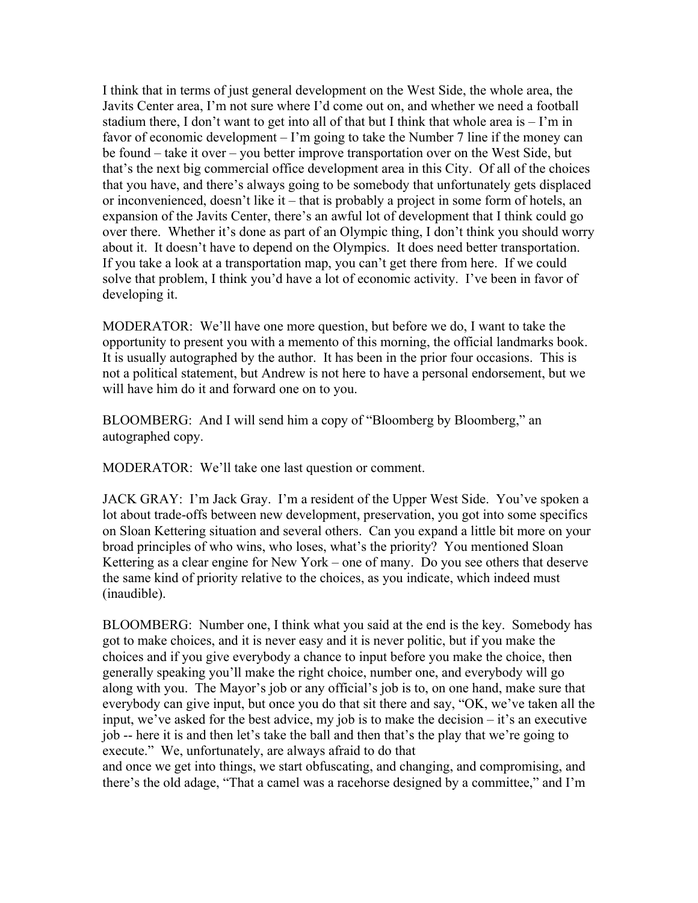I think that in terms of just general development on the West Side, the whole area, the Javits Center area, I'm not sure where I'd come out on, and whether we need a football stadium there, I don't want to get into all of that but I think that whole area is – I'm in favor of economic development – I'm going to take the Number 7 line if the money can be found – take it over – you better improve transportation over on the West Side, but that's the next big commercial office development area in this City. Of all of the choices that you have, and there's always going to be somebody that unfortunately gets displaced or inconvenienced, doesn't like it – that is probably a project in some form of hotels, an expansion of the Javits Center, there's an awful lot of development that I think could go over there. Whether it's done as part of an Olympic thing, I don't think you should worry about it. It doesn't have to depend on the Olympics. It does need better transportation. If you take a look at a transportation map, you can't get there from here. If we could solve that problem, I think you'd have a lot of economic activity. I've been in favor of developing it.

MODERATOR: We'll have one more question, but before we do, I want to take the opportunity to present you with a memento of this morning, the official landmarks book. It is usually autographed by the author. It has been in the prior four occasions. This is not a political statement, but Andrew is not here to have a personal endorsement, but we will have him do it and forward one on to you.

BLOOMBERG: And I will send him a copy of "Bloomberg by Bloomberg," an autographed copy.

MODERATOR: We'll take one last question or comment.

JACK GRAY: I'm Jack Gray. I'm a resident of the Upper West Side. You've spoken a lot about trade-offs between new development, preservation, you got into some specifics on Sloan Kettering situation and several others. Can you expand a little bit more on your broad principles of who wins, who loses, what's the priority? You mentioned Sloan Kettering as a clear engine for New York – one of many. Do you see others that deserve the same kind of priority relative to the choices, as you indicate, which indeed must (inaudible).

BLOOMBERG: Number one, I think what you said at the end is the key. Somebody has got to make choices, and it is never easy and it is never politic, but if you make the choices and if you give everybody a chance to input before you make the choice, then generally speaking you'll make the right choice, number one, and everybody will go along with you. The Mayor's job or any official's job is to, on one hand, make sure that everybody can give input, but once you do that sit there and say, "OK, we've taken all the input, we've asked for the best advice, my job is to make the decision – it's an executive job -- here it is and then let's take the ball and then that's the play that we're going to execute." We, unfortunately, are always afraid to do that and once we get into things, we start obfuscating, and changing, and compromising, and there's the old adage, "That a camel was a racehorse designed by a committee," and I'm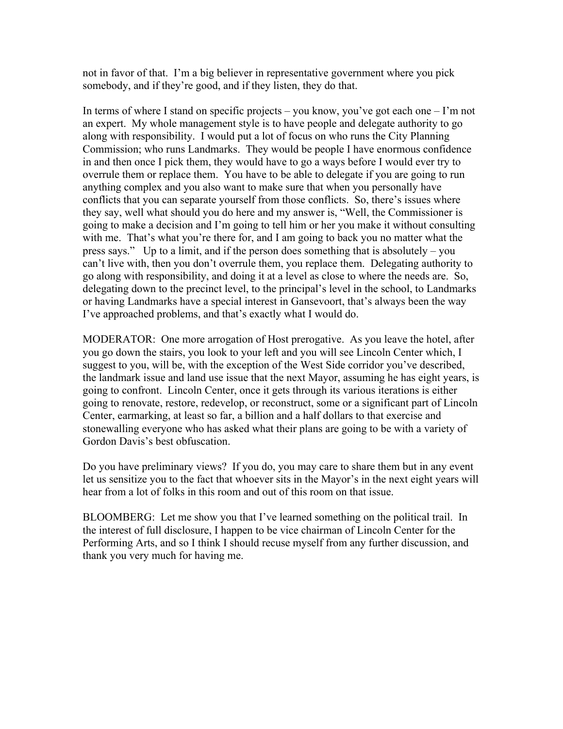not in favor of that. I'm a big believer in representative government where you pick somebody, and if they're good, and if they listen, they do that.

In terms of where I stand on specific projects – you know, you've got each one – I'm not an expert. My whole management style is to have people and delegate authority to go along with responsibility. I would put a lot of focus on who runs the City Planning Commission; who runs Landmarks. They would be people I have enormous confidence in and then once I pick them, they would have to go a ways before I would ever try to overrule them or replace them. You have to be able to delegate if you are going to run anything complex and you also want to make sure that when you personally have conflicts that you can separate yourself from those conflicts. So, there's issues where they say, well what should you do here and my answer is, "Well, the Commissioner is going to make a decision and I'm going to tell him or her you make it without consulting with me. That's what you're there for, and I am going to back you no matter what the press says." Up to a limit, and if the person does something that is absolutely – you can't live with, then you don't overrule them, you replace them. Delegating authority to go along with responsibility, and doing it at a level as close to where the needs are. So, delegating down to the precinct level, to the principal's level in the school, to Landmarks or having Landmarks have a special interest in Gansevoort, that's always been the way I've approached problems, and that's exactly what I would do.

MODERATOR: One more arrogation of Host prerogative. As you leave the hotel, after you go down the stairs, you look to your left and you will see Lincoln Center which, I suggest to you, will be, with the exception of the West Side corridor you've described, the landmark issue and land use issue that the next Mayor, assuming he has eight years, is going to confront. Lincoln Center, once it gets through its various iterations is either going to renovate, restore, redevelop, or reconstruct, some or a significant part of Lincoln Center, earmarking, at least so far, a billion and a half dollars to that exercise and stonewalling everyone who has asked what their plans are going to be with a variety of Gordon Davis's best obfuscation.

Do you have preliminary views? If you do, you may care to share them but in any event let us sensitize you to the fact that whoever sits in the Mayor's in the next eight years will hear from a lot of folks in this room and out of this room on that issue.

BLOOMBERG: Let me show you that I've learned something on the political trail. In the interest of full disclosure, I happen to be vice chairman of Lincoln Center for the Performing Arts, and so I think I should recuse myself from any further discussion, and thank you very much for having me.